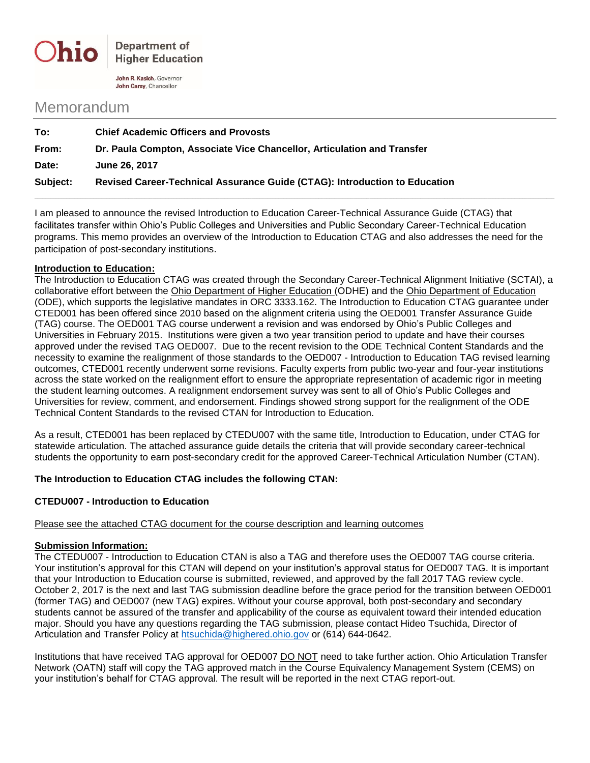Ohio | Department of Higher Education

**John R. Kasich**, Governor
**John Carey**, Chancellor

# Memorandum

| | |
|---|---|
| **To:** | **Chief Academic Officers and Provosts** |
| **From:** | **Dr. Paula Compton, Associate Vice Chancellor, Articulation and Transfer** |
| **Date:** | **June 26, 2017** |
| **Subject:** | **Revised Career-Technical Assurance Guide (CTAG): Introduction to Education** |

I am pleased to announce the revised Introduction to Education Career-Technical Assurance Guide (CTAG) that facilitates transfer within Ohio's Public Colleges and Universities and Public Secondary Career-Technical Education programs. This memo provides an overview of the Introduction to Education CTAG and also addresses the need for the participation of post-secondary institutions.

**Introduction to Education:**

The Introduction to Education CTAG was created through the Secondary Career-Technical Alignment Initiative (SCTAI), a collaborative effort between the Ohio Department of Higher Education (ODHE) and the Ohio Department of Education (ODE), which supports the legislative mandates in ORC 3333.162. The Introduction to Education CTAG guarantee under CTED001 has been offered since 2010 based on the alignment criteria using the OED001 Transfer Assurance Guide (TAG) course. The OED001 TAG course underwent a revision and was endorsed by Ohio's Public Colleges and Universities in February 2015. Institutions were given a two year transition period to update and have their courses approved under the revised TAG OED007. Due to the recent revision to the ODE Technical Content Standards and the necessity to examine the realignment of those standards to the OED007 - Introduction to Education TAG revised learning outcomes, CTED001 recently underwent some revisions. Faculty experts from public two-year and four-year institutions across the state worked on the realignment effort to ensure the appropriate representation of academic rigor in meeting the student learning outcomes. A realignment endorsement survey was sent to all of Ohio's Public Colleges and Universities for review, comment, and endorsement. Findings showed strong support for the realignment of the ODE Technical Content Standards to the revised CTAN for Introduction to Education.

As a result, CTED001 has been replaced by CTEDU007 with the same title, Introduction to Education, under CTAG for statewide articulation. The attached assurance guide details the criteria that will provide secondary career-technical students the opportunity to earn post-secondary credit for the approved Career-Technical Articulation Number (CTAN).

**The Introduction to Education CTAG includes the following CTAN:**

**CTEDU007 - Introduction to Education**

Please see the attached CTAG document for the course description and learning outcomes

**Submission Information:**

The CTEDU007 - Introduction to Education CTAN is also a TAG and therefore uses the OED007 TAG course criteria. Your institution's approval for this CTAN will depend on your institution's approval status for OED007 TAG. It is important that your Introduction to Education course is submitted, reviewed, and approved by the fall 2017 TAG review cycle. October 2, 2017 is the next and last TAG submission deadline before the grace period for the transition between OED001 (former TAG) and OED007 (new TAG) expires. Without your course approval, both post-secondary and secondary students cannot be assured of the transfer and applicability of the course as equivalent toward their intended education major. Should you have any questions regarding the TAG submission, please contact Hideo Tsuchida, Director of Articulation and Transfer Policy at htsuchida@highered.ohio.gov or (614) 644-0642.

Institutions that have received TAG approval for OED007 DO NOT need to take further action. Ohio Articulation Transfer Network (OATN) staff will copy the TAG approved match in the Course Equivalency Management System (CEMS) on your institution's behalf for CTAG approval. The result will be reported in the next CTAG report-out.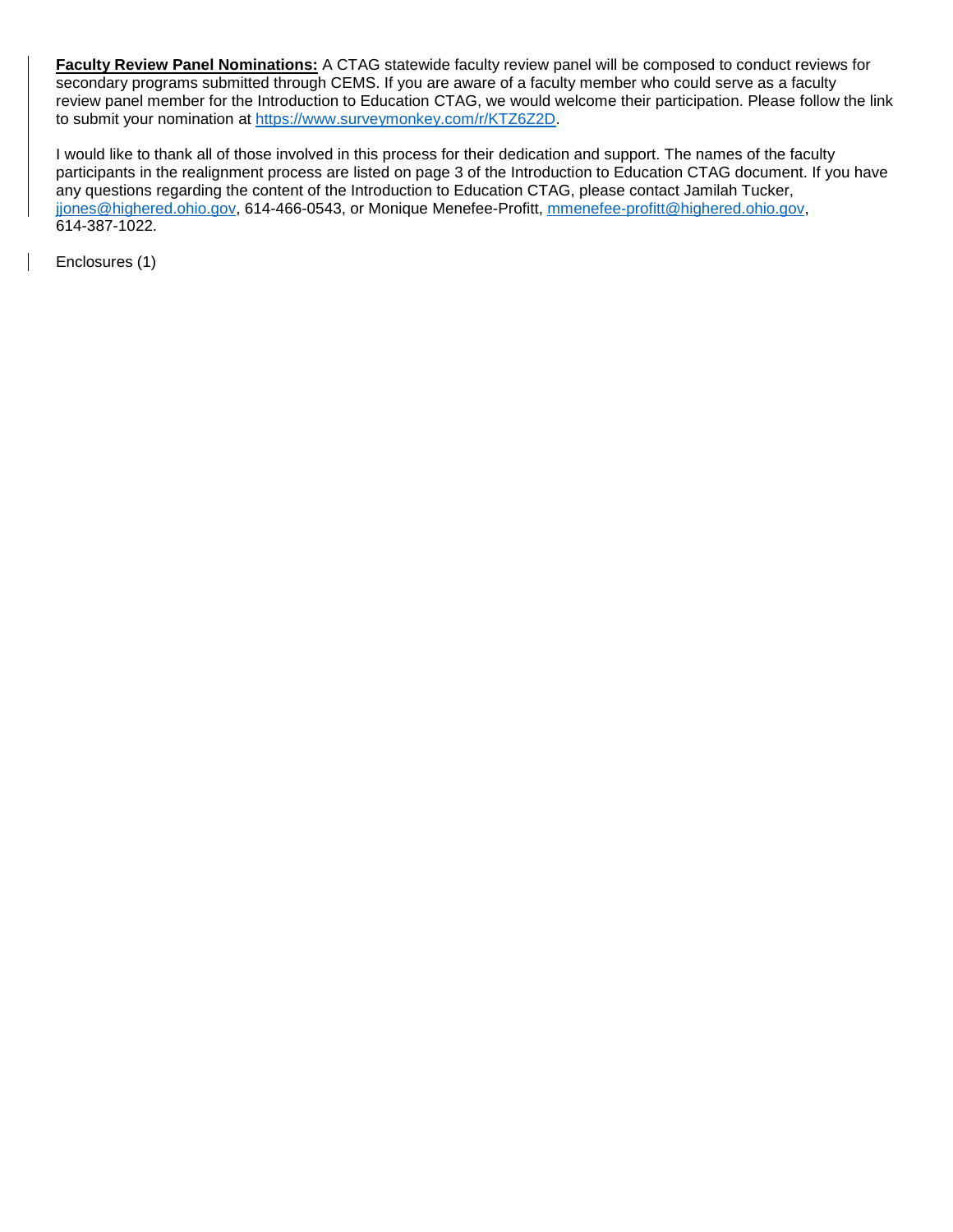**Faculty Review Panel Nominations:** A CTAG statewide faculty review panel will be composed to conduct reviews for secondary programs submitted through CEMS. If you are aware of a faculty member who could serve as a faculty review panel member for the Introduction to Education CTAG, we would welcome their participation. Please follow the link to submit your nomination at https://www.surveymonkey.com/r/KTZ6Z2D.

I would like to thank all of those involved in this process for their dedication and support. The names of the faculty participants in the realignment process are listed on page 3 of the Introduction to Education CTAG document. If you have any questions regarding the content of the Introduction to Education CTAG, please contact Jamilah Tucker, jjones@highered.ohio.gov, 614-466-0543, or Monique Menefee-Profitt, mmenefee-profitt@highered.ohio.gov, 614-387-1022.

Enclosures (1)